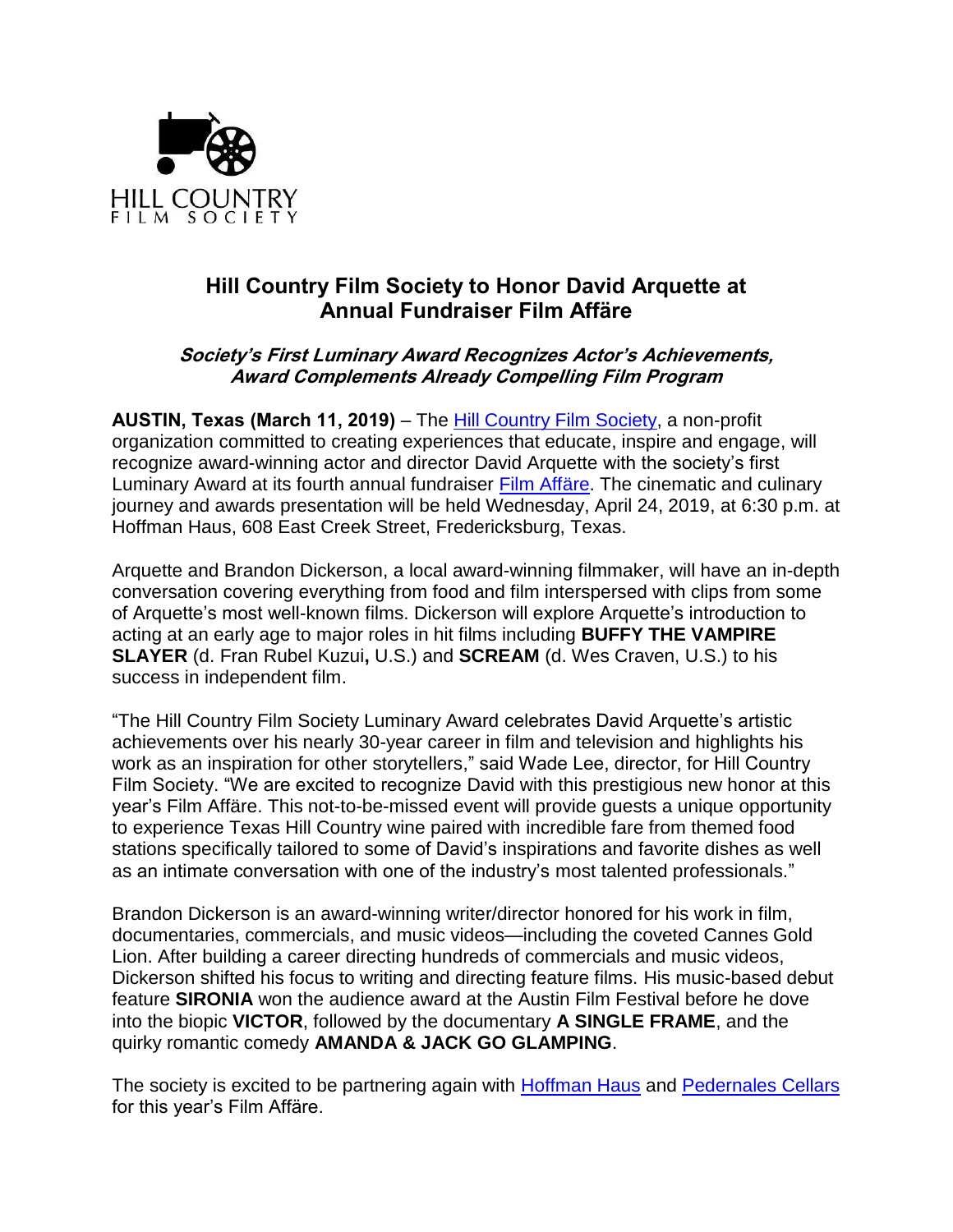HILL COUNTRY
FILM SOCIETY

# Hill Country Film Society to Honor David Arquette at Annual Fundraiser Film Affäre

***Society's First Luminary Award Recognizes Actor's Achievements, Award Complements Already Compelling Film Program***

**AUSTIN, Texas (March 11, 2019)** – The [Hill Country Film Society](), a non-profit organization committed to creating experiences that educate, inspire and engage, will recognize award-winning actor and director David Arquette with the society's first Luminary Award at its fourth annual fundraiser [Film Affäre](). The cinematic and culinary journey and awards presentation will be held Wednesday, April 24, 2019, at 6:30 p.m. at Hoffman Haus, 608 East Creek Street, Fredericksburg, Texas.

Arquette and Brandon Dickerson, a local award-winning filmmaker, will have an in-depth conversation covering everything from food and film interspersed with clips from some of Arquette's most well-known films. Dickerson will explore Arquette's introduction to acting at an early age to major roles in hit films including **BUFFY THE VAMPIRE SLAYER** (d. Fran Rubel Kuzui**,** U.S.) and **SCREAM** (d. Wes Craven, U.S.) to his success in independent film.

"The Hill Country Film Society Luminary Award celebrates David Arquette's artistic achievements over his nearly 30-year career in film and television and highlights his work as an inspiration for other storytellers," said Wade Lee, director, for Hill Country Film Society. "We are excited to recognize David with this prestigious new honor at this year's Film Affäre. This not-to-be-missed event will provide guests a unique opportunity to experience Texas Hill Country wine paired with incredible fare from themed food stations specifically tailored to some of David's inspirations and favorite dishes as well as an intimate conversation with one of the industry's most talented professionals."

Brandon Dickerson is an award-winning writer/director honored for his work in film, documentaries, commercials, and music videos—including the coveted Cannes Gold Lion. After building a career directing hundreds of commercials and music videos, Dickerson shifted his focus to writing and directing feature films. His music-based debut feature **SIRONIA** won the audience award at the Austin Film Festival before he dove into the biopic **VICTOR**, followed by the documentary **A SINGLE FRAME**, and the quirky romantic comedy **AMANDA & JACK GO GLAMPING**.

The society is excited to be partnering again with [Hoffman Haus]() and [Pedernales Cellars]() for this year's Film Affäre.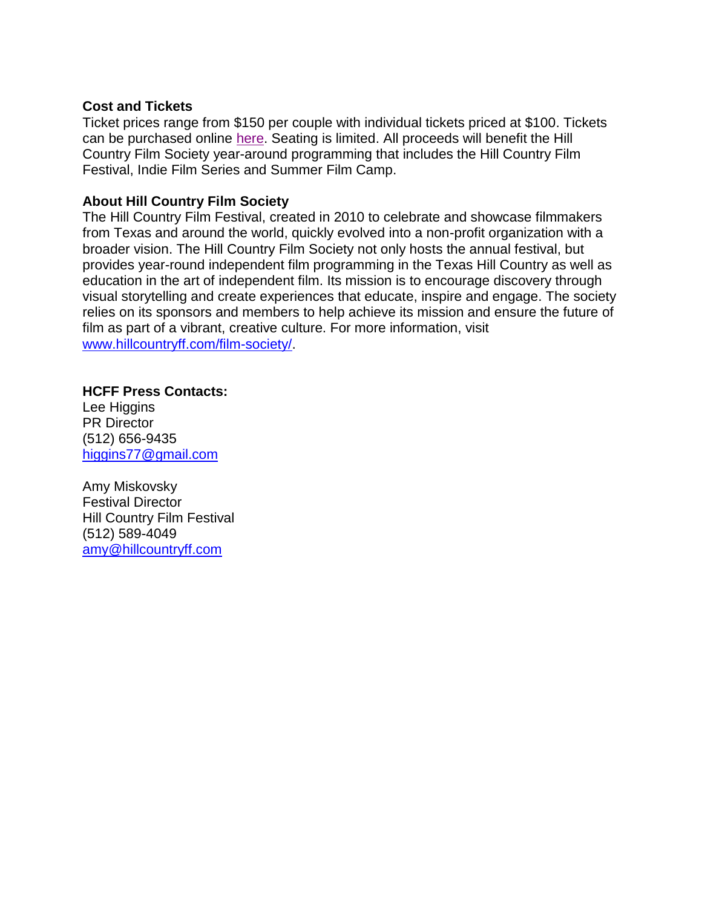**Cost and Tickets**

Ticket prices range from $150 per couple with individual tickets priced at $100. Tickets can be purchased online here. Seating is limited. All proceeds will benefit the Hill Country Film Society year-around programming that includes the Hill Country Film Festival, Indie Film Series and Summer Film Camp.

**About Hill Country Film Society**

The Hill Country Film Festival, created in 2010 to celebrate and showcase filmmakers from Texas and around the world, quickly evolved into a non-profit organization with a broader vision. The Hill Country Film Society not only hosts the annual festival, but provides year-round independent film programming in the Texas Hill Country as well as education in the art of independent film. Its mission is to encourage discovery through visual storytelling and create experiences that educate, inspire and engage. The society relies on its sponsors and members to help achieve its mission and ensure the future of film as part of a vibrant, creative culture. For more information, visit www.hillcountryff.com/film-society/.

**HCFF Press Contacts:**

Lee Higgins
PR Director
(512) 656-9435
higgins77@gmail.com

Amy Miskovsky
Festival Director
Hill Country Film Festival
(512) 589-4049
amy@hillcountryff.com